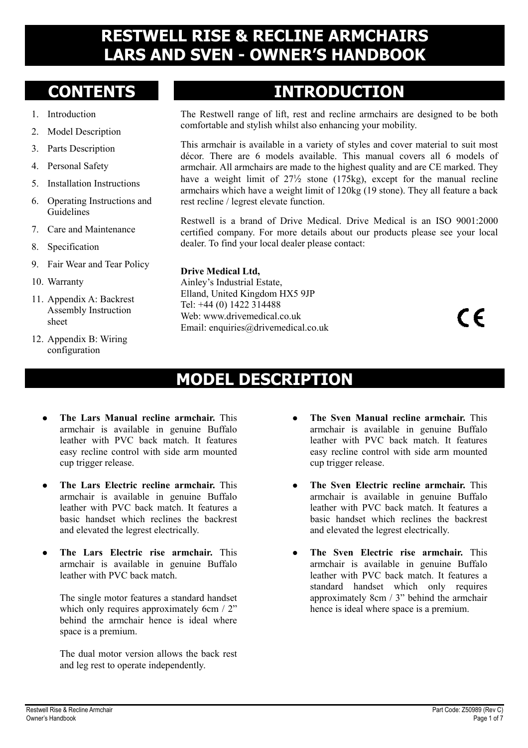# RESTWELL RISE & RECLINE ARMCHAIRS
# LARS AND SVEN - OWNER'S HANDBOOK

## CONTENTS

1. Introduction
2. Model Description
3. Parts Description
4. Personal Safety
5. Installation Instructions
6. Operating Instructions and Guidelines
7. Care and Maintenance
8. Specification
9. Fair Wear and Tear Policy
10. Warranty
11. Appendix A: Backrest Assembly Instruction sheet
12. Appendix B: Wiring configuration

## INTRODUCTION

The Restwell range of lift, rest and recline armchairs are designed to be both comfortable and stylish whilst also enhancing your mobility.

This armchair is available in a variety of styles and cover material to suit most décor. There are 6 models available. This manual covers all 6 models of armchair. All armchairs are made to the highest quality and are CE marked. They have a weight limit of 27½ stone (175kg), except for the manual recline armchairs which have a weight limit of 120kg (19 stone). They all feature a back rest recline / legrest elevate function.

Restwell is a brand of Drive Medical. Drive Medical is an ISO 9001:2000 certified company. For more details about our products please see your local dealer. To find your local dealer please contact:

**Drive Medical Ltd,**
Ainley's Industrial Estate,
Elland, United Kingdom HX5 9JP
Tel: +44 (0) 1422 314488
Web: www.drivemedical.co.uk
Email: enquiries@drivemedical.co.uk

CE

## MODEL DESCRIPTION

- **The Lars Manual recline armchair.** This armchair is available in genuine Buffalo leather with PVC back match. It features easy recline control with side arm mounted cup trigger release.

- **The Lars Electric recline armchair.** This armchair is available in genuine Buffalo leather with PVC back match. It features a basic handset which reclines the backrest and elevated the legrest electrically.

- **The Lars Electric rise armchair.** This armchair is available in genuine Buffalo leather with PVC back match.

  The single motor features a standard handset which only requires approximately 6cm / 2" behind the armchair hence is ideal where space is a premium.

  The dual motor version allows the back rest and leg rest to operate independently.

- **The Sven Manual recline armchair.** This armchair is available in genuine Buffalo leather with PVC back match. It features easy recline control with side arm mounted cup trigger release.

- **The Sven Electric recline armchair.** This armchair is available in genuine Buffalo leather with PVC back match. It features a basic handset which reclines the backrest and elevated the legrest electrically.

- **The Sven Electric rise armchair.** This armchair is available in genuine Buffalo leather with PVC back match. It features a standard handset which only requires approximately 8cm / 3" behind the armchair hence is ideal where space is a premium.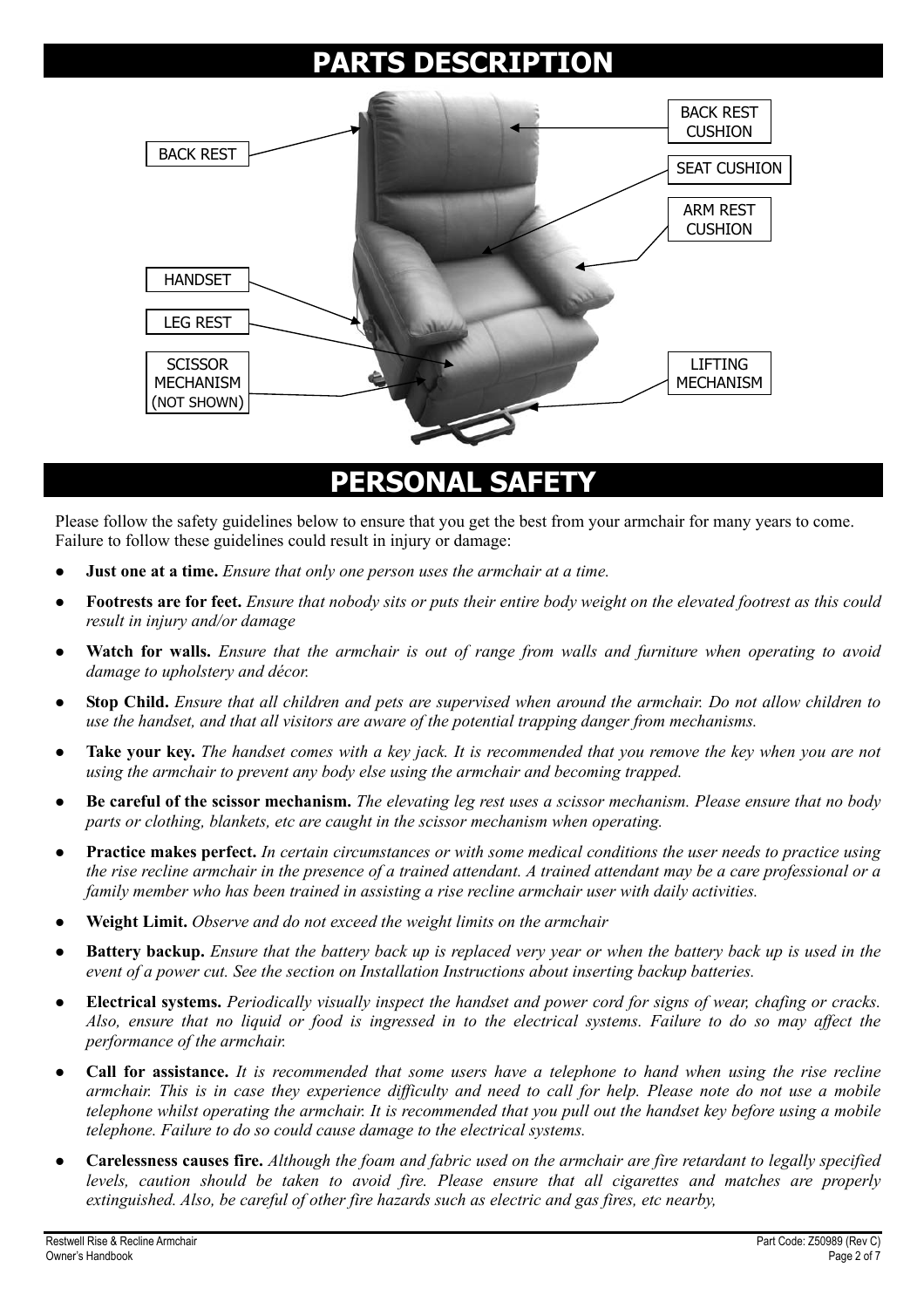# PARTS DESCRIPTION

BACK REST

BACK REST CUSHION

SEAT CUSHION

ARM REST CUSHION

HANDSET

LEG REST

SCISSOR MECHANISM (NOT SHOWN)

LIFTING MECHANISM

# PERSONAL SAFETY

Please follow the safety guidelines below to ensure that you get the best from your armchair for many years to come. Failure to follow these guidelines could result in injury or damage:

- **Just one at a time.** *Ensure that only one person uses the armchair at a time.*
- **Footrests are for feet.** *Ensure that nobody sits or puts their entire body weight on the elevated footrest as this could result in injury and/or damage*
- **Watch for walls.** *Ensure that the armchair is out of range from walls and furniture when operating to avoid damage to upholstery and décor.*
- **Stop Child.** *Ensure that all children and pets are supervised when around the armchair. Do not allow children to use the handset, and that all visitors are aware of the potential trapping danger from mechanisms.*
- **Take your key.** *The handset comes with a key jack. It is recommended that you remove the key when you are not using the armchair to prevent any body else using the armchair and becoming trapped.*
- **Be careful of the scissor mechanism.** *The elevating leg rest uses a scissor mechanism. Please ensure that no body parts or clothing, blankets, etc are caught in the scissor mechanism when operating.*
- **Practice makes perfect.** *In certain circumstances or with some medical conditions the user needs to practice using the rise recline armchair in the presence of a trained attendant. A trained attendant may be a care professional or a family member who has been trained in assisting a rise recline armchair user with daily activities.*
- **Weight Limit.** *Observe and do not exceed the weight limits on the armchair*
- **Battery backup.** *Ensure that the battery back up is replaced very year or when the battery back up is used in the event of a power cut. See the section on Installation Instructions about inserting backup batteries.*
- **Electrical systems.** *Periodically visually inspect the handset and power cord for signs of wear, chafing or cracks. Also, ensure that no liquid or food is ingressed in to the electrical systems. Failure to do so may affect the performance of the armchair.*
- **Call for assistance.** *It is recommended that some users have a telephone to hand when using the rise recline armchair. This is in case they experience difficulty and need to call for help. Please note do not use a mobile telephone whilst operating the armchair. It is recommended that you pull out the handset key before using a mobile telephone. Failure to do so could cause damage to the electrical systems.*
- **Carelessness causes fire.** *Although the foam and fabric used on the armchair are fire retardant to legally specified levels, caution should be taken to avoid fire. Please ensure that all cigarettes and matches are properly extinguished. Also, be careful of other fire hazards such as electric and gas fires, etc nearby,*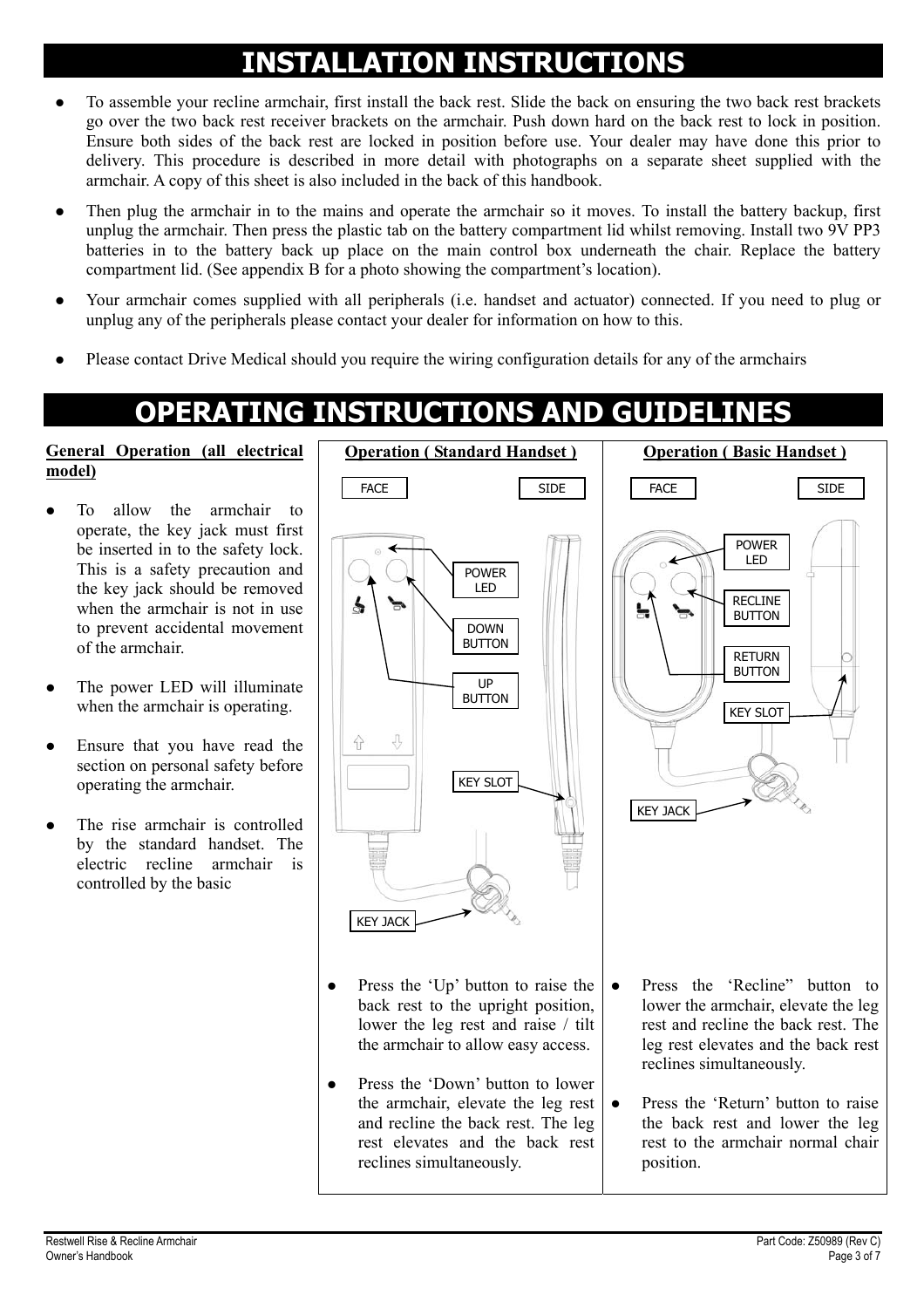# INSTALLATION INSTRUCTIONS

- To assemble your recline armchair, first install the back rest. Slide the back on ensuring the two back rest brackets go over the two back rest receiver brackets on the armchair. Push down hard on the back rest to lock in position. Ensure both sides of the back rest are locked in position before use. Your dealer may have done this prior to delivery. This procedure is described in more detail with photographs on a separate sheet supplied with the armchair. A copy of this sheet is also included in the back of this handbook.
- Then plug the armchair in to the mains and operate the armchair so it moves. To install the battery backup, first unplug the armchair. Then press the plastic tab on the battery compartment lid whilst removing. Install two 9V PP3 batteries in to the battery back up place on the main control box underneath the chair. Replace the battery compartment lid. (See appendix B for a photo showing the compartment's location).
- Your armchair comes supplied with all peripherals (i.e. handset and actuator) connected. If you need to plug or unplug any of the peripherals please contact your dealer for information on how to this.
- Please contact Drive Medical should you require the wiring configuration details for any of the armchairs

# OPERATING INSTRUCTIONS AND GUIDELINES

**General Operation (all electrical model)**

- To allow the armchair to operate, the key jack must first be inserted in to the safety lock. This is a safety precaution and the key jack should be removed when the armchair is not in use to prevent accidental movement of the armchair.
- The power LED will illuminate when the armchair is operating.
- Ensure that you have read the section on personal safety before operating the armchair.
- The rise armchair is controlled by the standard handset. The electric recline armchair is controlled by the basic

**Operation ( Standard Handset )**

FACE SIDE

POWER LED

DOWN BUTTON

UP BUTTON

KEY SLOT

KEY JACK

- Press the 'Up' button to raise the back rest to the upright position, lower the leg rest and raise / tilt the armchair to allow easy access.
- Press the 'Down' button to lower the armchair, elevate the leg rest and recline the back rest. The leg rest elevates and the back rest reclines simultaneously.

**Operation ( Basic Handset )**

FACE SIDE

POWER LED

RECLINE BUTTON

RETURN BUTTON

KEY SLOT

KEY JACK

- Press the 'Recline" button to lower the armchair, elevate the leg rest and recline the back rest. The leg rest elevates and the back rest reclines simultaneously.
- Press the 'Return' button to raise the back rest and lower the leg rest to the armchair normal chair position.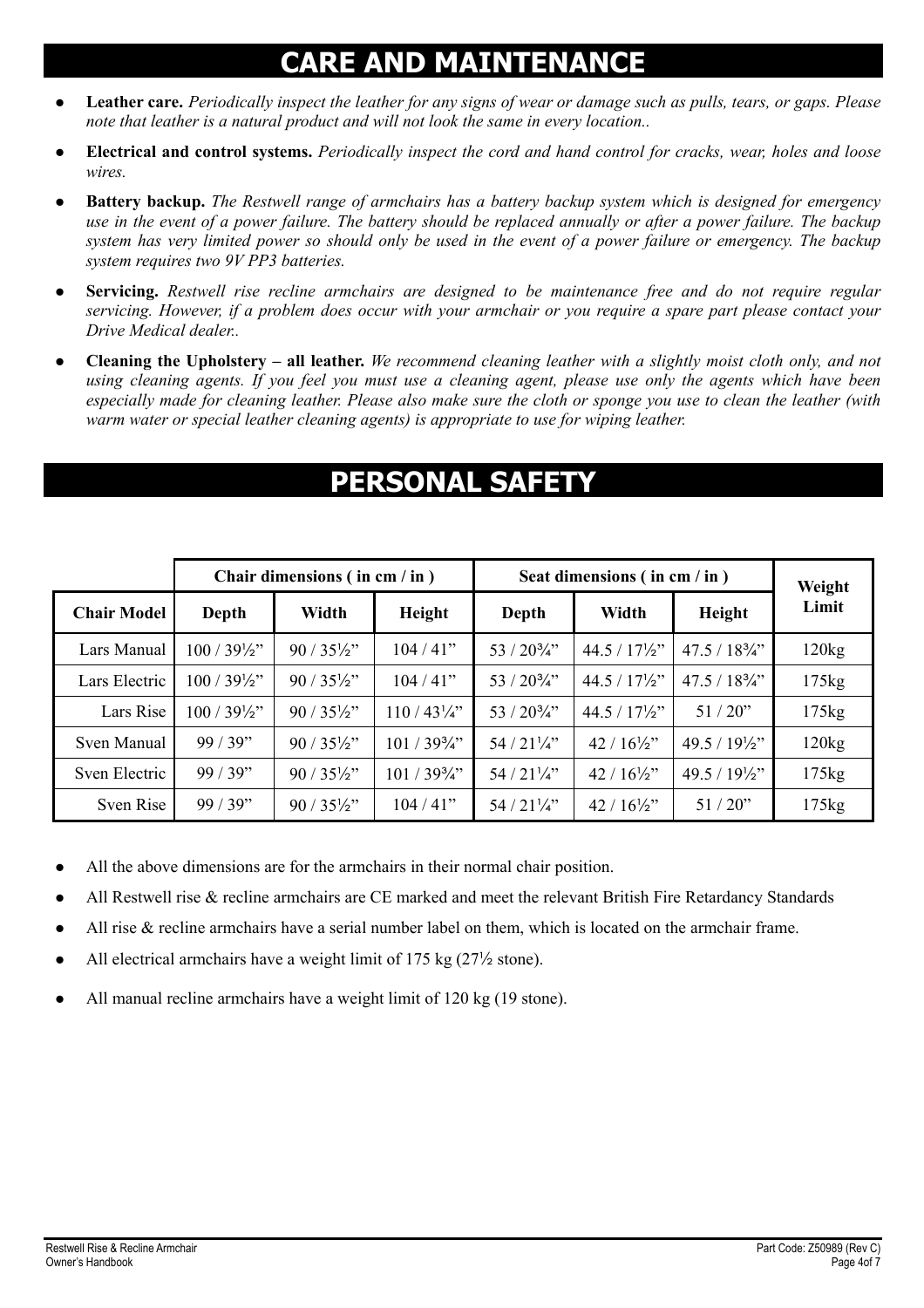# CARE AND MAINTENANCE

- **Leather care.** *Periodically inspect the leather for any signs of wear or damage such as pulls, tears, or gaps. Please note that leather is a natural product and will not look the same in every location..*
- **Electrical and control systems.** *Periodically inspect the cord and hand control for cracks, wear, holes and loose wires.*
- **Battery backup.** *The Restwell range of armchairs has a battery backup system which is designed for emergency use in the event of a power failure. The battery should be replaced annually or after a power failure. The backup system has very limited power so should only be used in the event of a power failure or emergency. The backup system requires two 9V PP3 batteries.*
- **Servicing.** *Restwell rise recline armchairs are designed to be maintenance free and do not require regular servicing. However, if a problem does occur with your armchair or you require a spare part please contact your Drive Medical dealer..*
- **Cleaning the Upholstery – all leather.** *We recommend cleaning leather with a slightly moist cloth only, and not using cleaning agents. If you feel you must use a cleaning agent, please use only the agents which have been especially made for cleaning leather. Please also make sure the cloth or sponge you use to clean the leather (with warm water or special leather cleaning agents) is appropriate to use for wiping leather.*

# PERSONAL SAFETY

| | Chair dimensions ( in cm / in ) | | | Seat dimensions ( in cm / in ) | | | Weight Limit |
|---|---|---|---|---|---|---|---|
| **Chair Model** | **Depth** | **Width** | **Height** | **Depth** | **Width** | **Height** | |
| Lars Manual | 100 / 39½" | 90 / 35½" | 104 / 41" | 53 / 20¾" | 44.5 / 17½" | 47.5 / 18¾" | 120kg |
| Lars Electric | 100 / 39½" | 90 / 35½" | 104 / 41" | 53 / 20¾" | 44.5 / 17½" | 47.5 / 18¾" | 175kg |
| Lars Rise | 100 / 39½" | 90 / 35½" | 110 / 43¼" | 53 / 20¾" | 44.5 / 17½" | 51 / 20" | 175kg |
| Sven Manual | 99 / 39" | 90 / 35½" | 101 / 39¾" | 54 / 21¼" | 42 / 16½" | 49.5 / 19½" | 120kg |
| Sven Electric | 99 / 39" | 90 / 35½" | 101 / 39¾" | 54 / 21¼" | 42 / 16½" | 49.5 / 19½" | 175kg |
| Sven Rise | 99 / 39" | 90 / 35½" | 104 / 41" | 54 / 21¼" | 42 / 16½" | 51 / 20" | 175kg |

- All the above dimensions are for the armchairs in their normal chair position.
- All Restwell rise & recline armchairs are CE marked and meet the relevant British Fire Retardancy Standards
- All rise & recline armchairs have a serial number label on them, which is located on the armchair frame.
- All electrical armchairs have a weight limit of 175 kg (27½ stone).
- All manual recline armchairs have a weight limit of 120 kg (19 stone).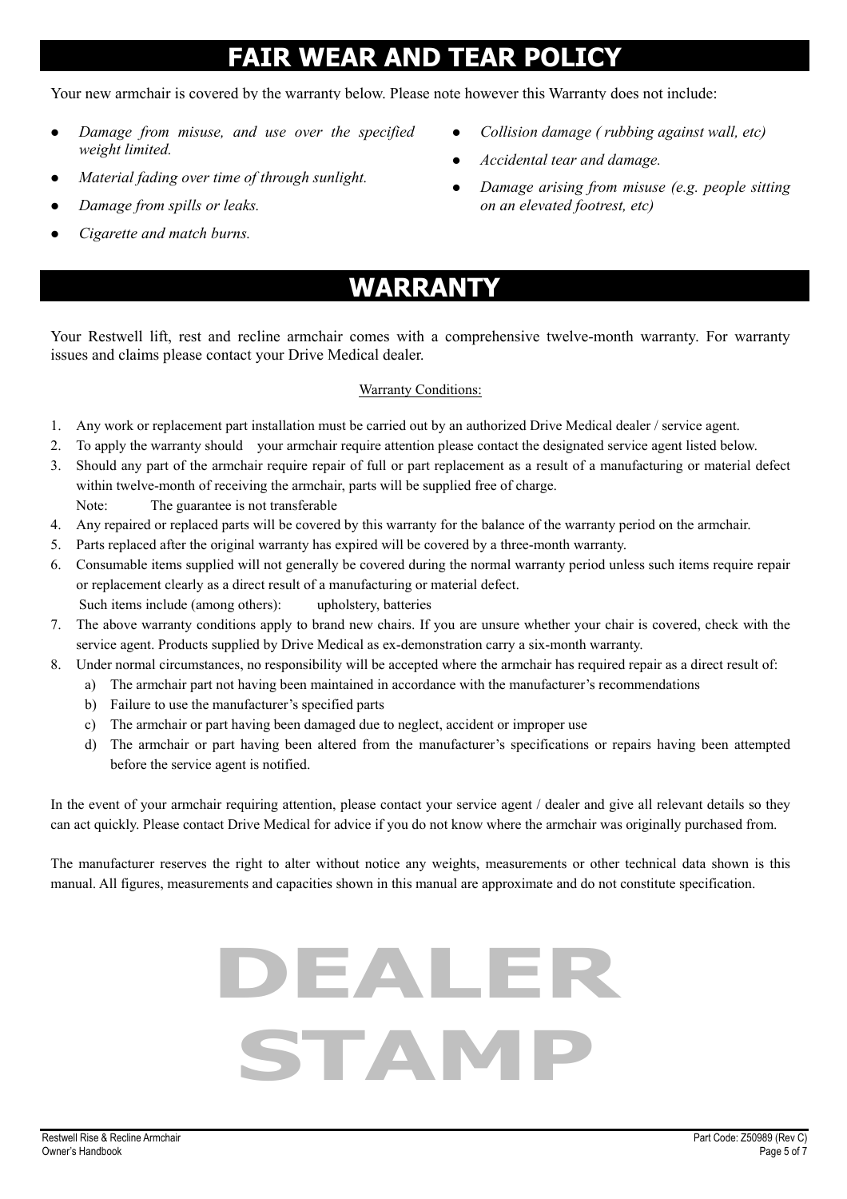# FAIR WEAR AND TEAR POLICY

Your new armchair is covered by the warranty below. Please note however this Warranty does not include:

- *Damage from misuse, and use over the specified weight limited.*
- *Material fading over time of through sunlight.*
- *Damage from spills or leaks.*
- *Cigarette and match burns.*
- *Collision damage ( rubbing against wall, etc)*
- *Accidental tear and damage.*
- *Damage arising from misuse (e.g. people sitting on an elevated footrest, etc)*

# WARRANTY

Your Restwell lift, rest and recline armchair comes with a comprehensive twelve-month warranty. For warranty issues and claims please contact your Drive Medical dealer.

<u>Warranty Conditions:</u>

1. Any work or replacement part installation must be carried out by an authorized Drive Medical dealer / service agent.
2. To apply the warranty should your armchair require attention please contact the designated service agent listed below.
3. Should any part of the armchair require repair of full or part replacement as a result of a manufacturing or material defect within twelve-month of receiving the armchair, parts will be supplied free of charge.
   Note: The guarantee is not transferable
4. Any repaired or replaced parts will be covered by this warranty for the balance of the warranty period on the armchair.
5. Parts replaced after the original warranty has expired will be covered by a three-month warranty.
6. Consumable items supplied will not generally be covered during the normal warranty period unless such items require repair or replacement clearly as a direct result of a manufacturing or material defect.
   Such items include (among others): upholstery, batteries
7. The above warranty conditions apply to brand new chairs. If you are unsure whether your chair is covered, check with the service agent. Products supplied by Drive Medical as ex-demonstration carry a six-month warranty.
8. Under normal circumstances, no responsibility will be accepted where the armchair has required repair as a direct result of:
   a) The armchair part not having been maintained in accordance with the manufacturer's recommendations
   b) Failure to use the manufacturer's specified parts
   c) The armchair or part having been damaged due to neglect, accident or improper use
   d) The armchair or part having been altered from the manufacturer's specifications or repairs having been attempted before the service agent is notified.

In the event of your armchair requiring attention, please contact your service agent / dealer and give all relevant details so they can act quickly. Please contact Drive Medical for advice if you do not know where the armchair was originally purchased from.

The manufacturer reserves the right to alter without notice any weights, measurements or other technical data shown is this manual. All figures, measurements and capacities shown in this manual are approximate and do not constitute specification.

DEALER STAMP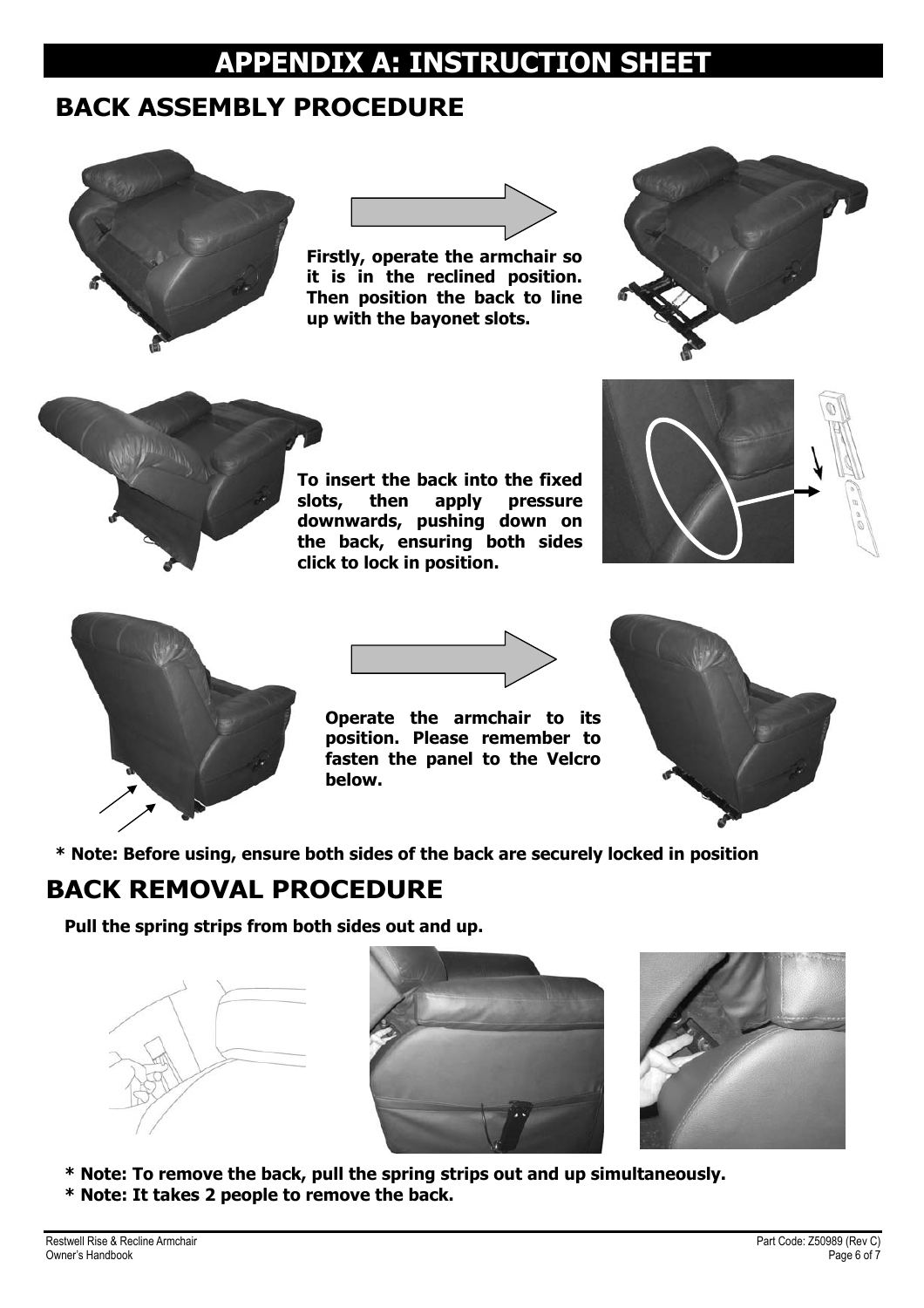# APPENDIX A: INSTRUCTION SHEET

## BACK ASSEMBLY PROCEDURE

**Firstly, operate the armchair so it is in the reclined position. Then position the back to line up with the bayonet slots.**

**To insert the back into the fixed slots, then apply pressure downwards, pushing down on the back, ensuring both sides click to lock in position.**

**Operate the armchair to its position. Please remember to fasten the panel to the Velcro below.**

**\* Note: Before using, ensure both sides of the back are securely locked in position**

## BACK REMOVAL PROCEDURE

**Pull the spring strips from both sides out and up.**

**\* Note: To remove the back, pull the spring strips out and up simultaneously.**

**\* Note: It takes 2 people to remove the back.**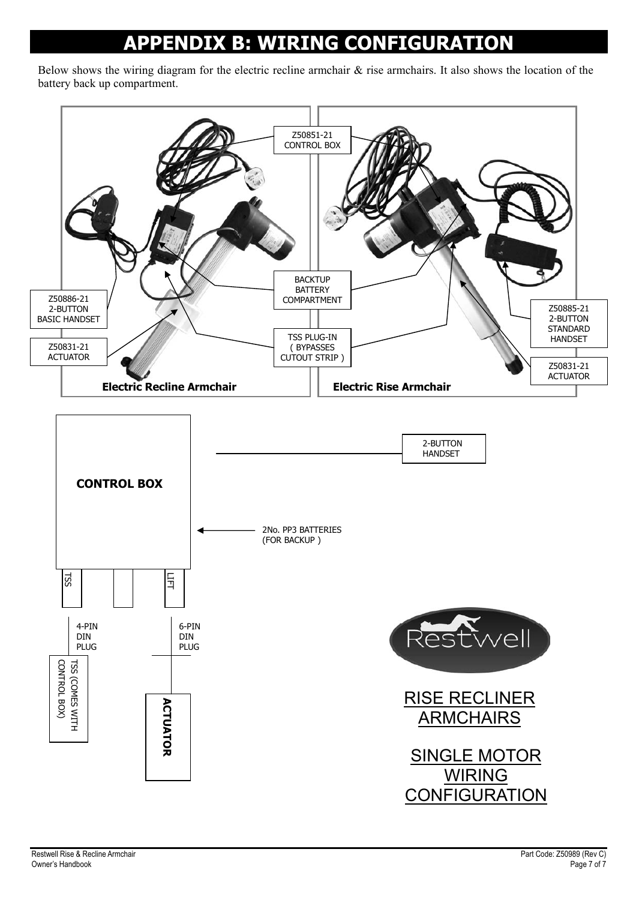# APPENDIX B: WIRING CONFIGURATION

Below shows the wiring diagram for the electric recline armchair & rise armchairs. It also shows the location of the battery back up compartment.

Z50851-21
CONTROL BOX

Z50886-21
2-BUTTON
BASIC HANDSET

Z50831-21
ACTUATOR

BACKTUP
BATTERY
COMPARTMENT

TSS PLUG-IN
( BYPASSES
CUTOUT STRIP )

Z50885-21
2-BUTTON
STANDARD
HANDSET

Z50831-21
ACTUATOR

**Electric Recline Armchair**

**Electric Rise Armchair**

**CONTROL BOX**

2-BUTTON
HANDSET

2No. PP3 BATTERIES
(FOR BACKUP )

TSS

LIFT

4-PIN
DIN
PLUG

6-PIN
DIN
PLUG

TSS (COMES WITH
CONTROL BOX)

**ACTUATOR**

Restwell

RISE RECLINER
ARMCHAIRS

SINGLE MOTOR
WIRING
CONFIGURATION

Restwell Rise & Recline Armchair
Owner's Handbook

Part Code: Z50989 (Rev C)